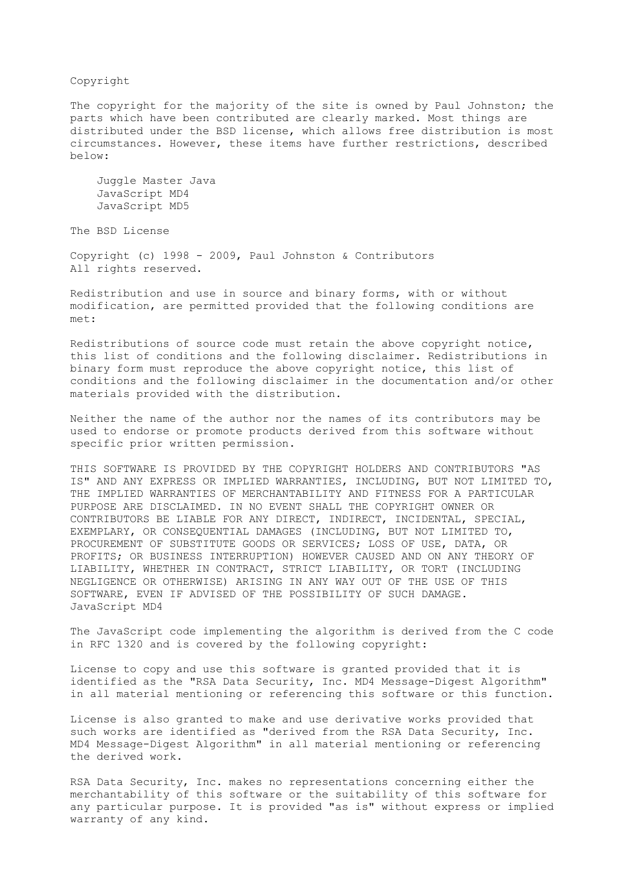# Copyright

The copyright for the majority of the site is owned by Paul Johnston; the parts which have been contributed are clearly marked. Most things are distributed under the BSD license, which allows free distribution is most circumstances. However, these items have further restrictions, described below:

- Juggle Master Java
- JavaScript MD4
- JavaScript MD5

## The BSD License

Copyright (c) 1998 - 2009, Paul Johnston & Contributors
All rights reserved.

Redistribution and use in source and binary forms, with or without modification, are permitted provided that the following conditions are met:

Redistributions of source code must retain the above copyright notice, this list of conditions and the following disclaimer. Redistributions in binary form must reproduce the above copyright notice, this list of conditions and the following disclaimer in the documentation and/or other materials provided with the distribution.

Neither the name of the author nor the names of its contributors may be used to endorse or promote products derived from this software without specific prior written permission.

THIS SOFTWARE IS PROVIDED BY THE COPYRIGHT HOLDERS AND CONTRIBUTORS "AS IS" AND ANY EXPRESS OR IMPLIED WARRANTIES, INCLUDING, BUT NOT LIMITED TO, THE IMPLIED WARRANTIES OF MERCHANTABILITY AND FITNESS FOR A PARTICULAR PURPOSE ARE DISCLAIMED. IN NO EVENT SHALL THE COPYRIGHT OWNER OR CONTRIBUTORS BE LIABLE FOR ANY DIRECT, INDIRECT, INCIDENTAL, SPECIAL, EXEMPLARY, OR CONSEQUENTIAL DAMAGES (INCLUDING, BUT NOT LIMITED TO, PROCUREMENT OF SUBSTITUTE GOODS OR SERVICES; LOSS OF USE, DATA, OR PROFITS; OR BUSINESS INTERRUPTION) HOWEVER CAUSED AND ON ANY THEORY OF LIABILITY, WHETHER IN CONTRACT, STRICT LIABILITY, OR TORT (INCLUDING NEGLIGENCE OR OTHERWISE) ARISING IN ANY WAY OUT OF THE USE OF THIS SOFTWARE, EVEN IF ADVISED OF THE POSSIBILITY OF SUCH DAMAGE.

## JavaScript MD4

The JavaScript code implementing the algorithm is derived from the C code in RFC 1320 and is covered by the following copyright:

License to copy and use this software is granted provided that it is identified as the "RSA Data Security, Inc. MD4 Message-Digest Algorithm" in all material mentioning or referencing this software or this function.

License is also granted to make and use derivative works provided that such works are identified as "derived from the RSA Data Security, Inc. MD4 Message-Digest Algorithm" in all material mentioning or referencing the derived work.

RSA Data Security, Inc. makes no representations concerning either the merchantability of this software or the suitability of this software for any particular purpose. It is provided "as is" without express or implied warranty of any kind.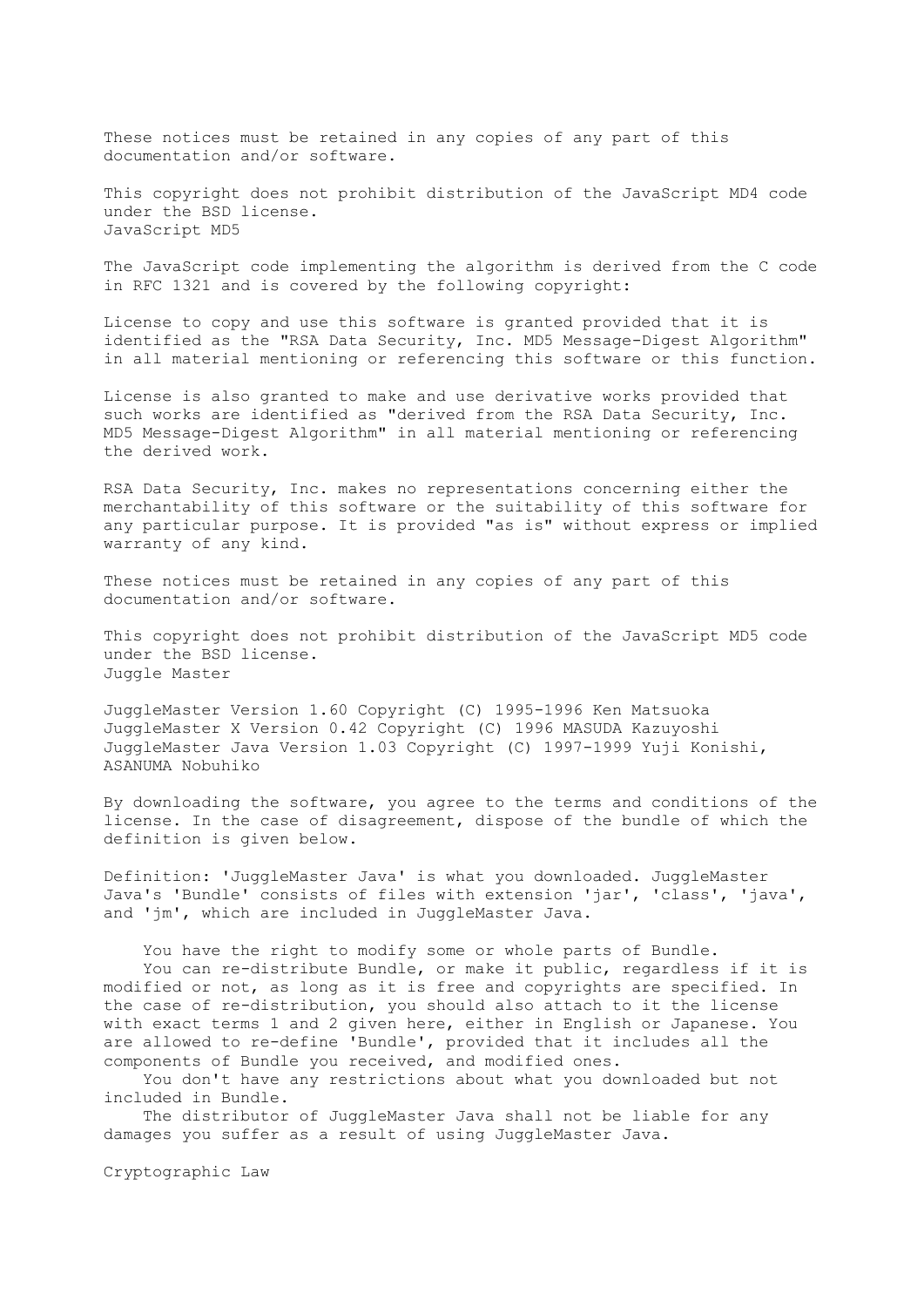These notices must be retained in any copies of any part of this documentation and/or software.

This copyright does not prohibit distribution of the JavaScript MD4 code under the BSD license.

## JavaScript MD5

The JavaScript code implementing the algorithm is derived from the C code in RFC 1321 and is covered by the following copyright:

License to copy and use this software is granted provided that it is identified as the "RSA Data Security, Inc. MD5 Message-Digest Algorithm" in all material mentioning or referencing this software or this function.

License is also granted to make and use derivative works provided that such works are identified as "derived from the RSA Data Security, Inc. MD5 Message-Digest Algorithm" in all material mentioning or referencing the derived work.

RSA Data Security, Inc. makes no representations concerning either the merchantability of this software or the suitability of this software for any particular purpose. It is provided "as is" without express or implied warranty of any kind.

These notices must be retained in any copies of any part of this documentation and/or software.

This copyright does not prohibit distribution of the JavaScript MD5 code under the BSD license.

## Juggle Master

JuggleMaster Version 1.60 Copyright (C) 1995-1996 Ken Matsuoka
JuggleMaster X Version 0.42 Copyright (C) 1996 MASUDA Kazuyoshi
JuggleMaster Java Version 1.03 Copyright (C) 1997-1999 Yuji Konishi, ASANUMA Nobuhiko

By downloading the software, you agree to the terms and conditions of the license. In the case of disagreement, dispose of the bundle of which the definition is given below.

Definition: 'JuggleMaster Java' is what you downloaded. JuggleMaster Java's 'Bundle' consists of files with extension 'jar', 'class', 'java', and 'jm', which are included in JuggleMaster Java.

You have the right to modify some or whole parts of Bundle.

You can re-distribute Bundle, or make it public, regardless if it is modified or not, as long as it is free and copyrights are specified. In the case of re-distribution, you should also attach to it the license with exact terms 1 and 2 given here, either in English or Japanese. You are allowed to re-define 'Bundle', provided that it includes all the components of Bundle you received, and modified ones.

You don't have any restrictions about what you downloaded but not included in Bundle.

The distributor of JuggleMaster Java shall not be liable for any damages you suffer as a result of using JuggleMaster Java.

## Cryptographic Law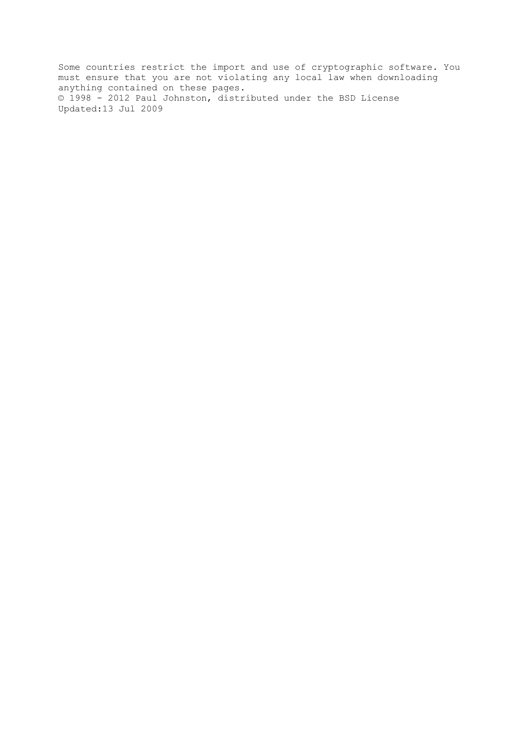Some countries restrict the import and use of cryptographic software. You must ensure that you are not violating any local law when downloading anything contained on these pages.
© 1998 - 2012 Paul Johnston, distributed under the BSD License
Updated:13 Jul 2009